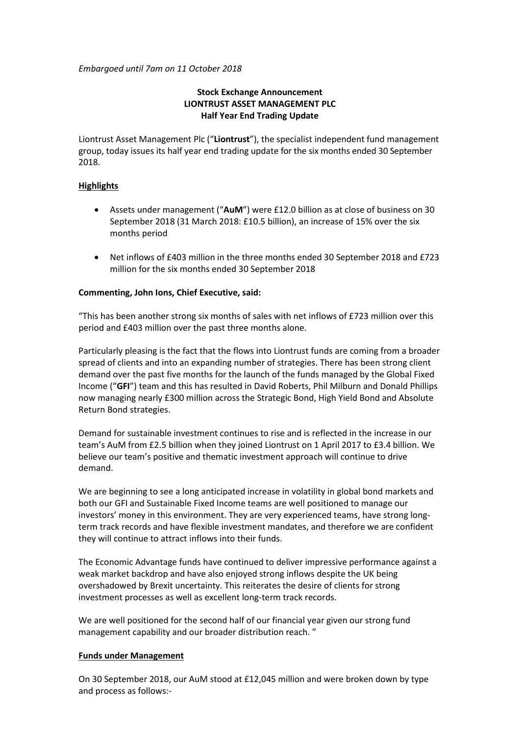*Embargoed until 7am on 11 October 2018*

**Stock Exchange Announcement**
**LIONTRUST ASSET MANAGEMENT PLC**
**Half Year End Trading Update**

Liontrust Asset Management Plc ("**Liontrust**"), the specialist independent fund management group, today issues its half year end trading update for the six months ended 30 September 2018.

**Highlights**

- Assets under management ("**AuM**") were £12.0 billion as at close of business on 30 September 2018 (31 March 2018: £10.5 billion), an increase of 15% over the six months period
- Net inflows of £403 million in the three months ended 30 September 2018 and £723 million for the six months ended 30 September 2018

**Commenting, John Ions, Chief Executive, said:**

"This has been another strong six months of sales with net inflows of £723 million over this period and £403 million over the past three months alone.

Particularly pleasing is the fact that the flows into Liontrust funds are coming from a broader spread of clients and into an expanding number of strategies. There has been strong client demand over the past five months for the launch of the funds managed by the Global Fixed Income ("**GFI**") team and this has resulted in David Roberts, Phil Milburn and Donald Phillips now managing nearly £300 million across the Strategic Bond, High Yield Bond and Absolute Return Bond strategies.

Demand for sustainable investment continues to rise and is reflected in the increase in our team's AuM from £2.5 billion when they joined Liontrust on 1 April 2017 to £3.4 billion. We believe our team's positive and thematic investment approach will continue to drive demand.

We are beginning to see a long anticipated increase in volatility in global bond markets and both our GFI and Sustainable Fixed Income teams are well positioned to manage our investors' money in this environment. They are very experienced teams, have strong long-term track records and have flexible investment mandates, and therefore we are confident they will continue to attract inflows into their funds.

The Economic Advantage funds have continued to deliver impressive performance against a weak market backdrop and have also enjoyed strong inflows despite the UK being overshadowed by Brexit uncertainty. This reiterates the desire of clients for strong investment processes as well as excellent long-term track records.

We are well positioned for the second half of our financial year given our strong fund management capability and our broader distribution reach. "

**Funds under Management**

On 30 September 2018, our AuM stood at £12,045 million and were broken down by type and process as follows:-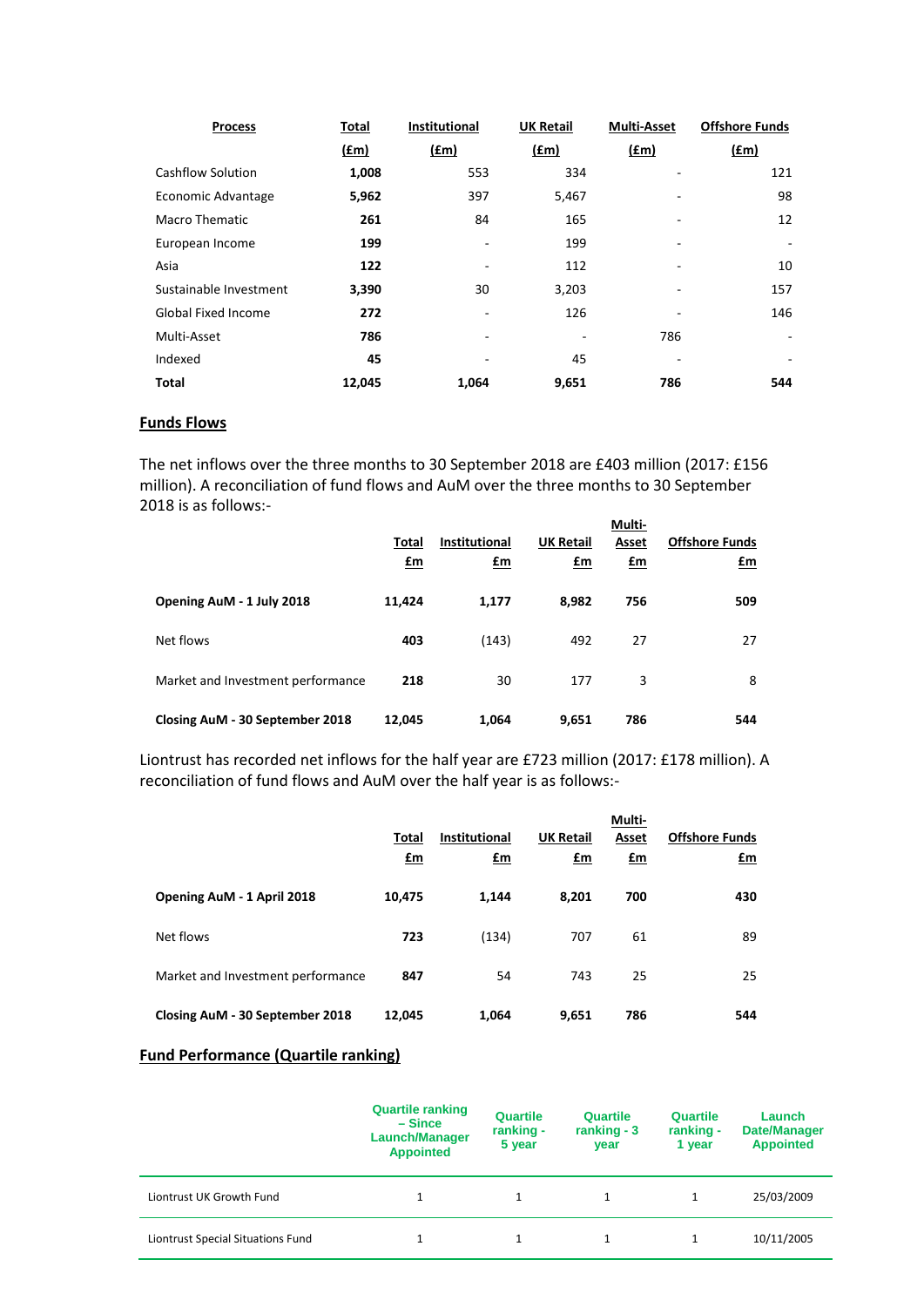| Process | Total (£m) | Institutional (£m) | UK Retail (£m) | Multi-Asset (£m) | Offshore Funds (£m) |
|---|---|---|---|---|---|
| Cashflow Solution | **1,008** | 553 | 334 | - | 121 |
| Economic Advantage | **5,962** | 397 | 5,467 | - | 98 |
| Macro Thematic | **261** | 84 | 165 | - | 12 |
| European Income | **199** | - | 199 | - | - |
| Asia | **122** | - | 112 | - | 10 |
| Sustainable Investment | **3,390** | 30 | 3,203 | - | 157 |
| Global Fixed Income | **272** | - | 126 | - | 146 |
| Multi-Asset | **786** | - | - | 786 | - |
| Indexed | **45** | - | 45 | - | - |
| **Total** | **12,045** | **1,064** | **9,651** | **786** | **544** |

## Funds Flows

The net inflows over the three months to 30 September 2018 are £403 million (2017: £156 million). A reconciliation of fund flows and AuM over the three months to 30 September 2018 is as follows:-

| | Total £m | Institutional £m | UK Retail £m | Multi-Asset £m | Offshore Funds £m |
|---|---|---|---|---|---|
| **Opening AuM - 1 July 2018** | **11,424** | **1,177** | **8,982** | **756** | **509** |
| Net flows | **403** | (143) | 492 | 27 | 27 |
| Market and Investment performance | **218** | 30 | 177 | 3 | 8 |
| **Closing AuM - 30 September 2018** | **12,045** | **1,064** | **9,651** | **786** | **544** |

Liontrust has recorded net inflows for the half year are £723 million (2017: £178 million). A reconciliation of fund flows and AuM over the half year is as follows:-

| | Total £m | Institutional £m | UK Retail £m | Multi-Asset £m | Offshore Funds £m |
|---|---|---|---|---|---|
| **Opening AuM - 1 April 2018** | **10,475** | **1,144** | **8,201** | **700** | **430** |
| Net flows | **723** | (134) | 707 | 61 | 89 |
| Market and Investment performance | **847** | 54 | 743 | 25 | 25 |
| **Closing AuM - 30 September 2018** | **12,045** | **1,064** | **9,651** | **786** | **544** |

## Fund Performance (Quartile ranking)

| | Quartile ranking – Since Launch/Manager Appointed | Quartile ranking - 5 year | Quartile ranking - 3 year | Quartile ranking - 1 year | Launch Date/Manager Appointed |
|---|---|---|---|---|---|
| Liontrust UK Growth Fund | 1 | 1 | 1 | 1 | 25/03/2009 |
| Liontrust Special Situations Fund | 1 | 1 | 1 | 1 | 10/11/2005 |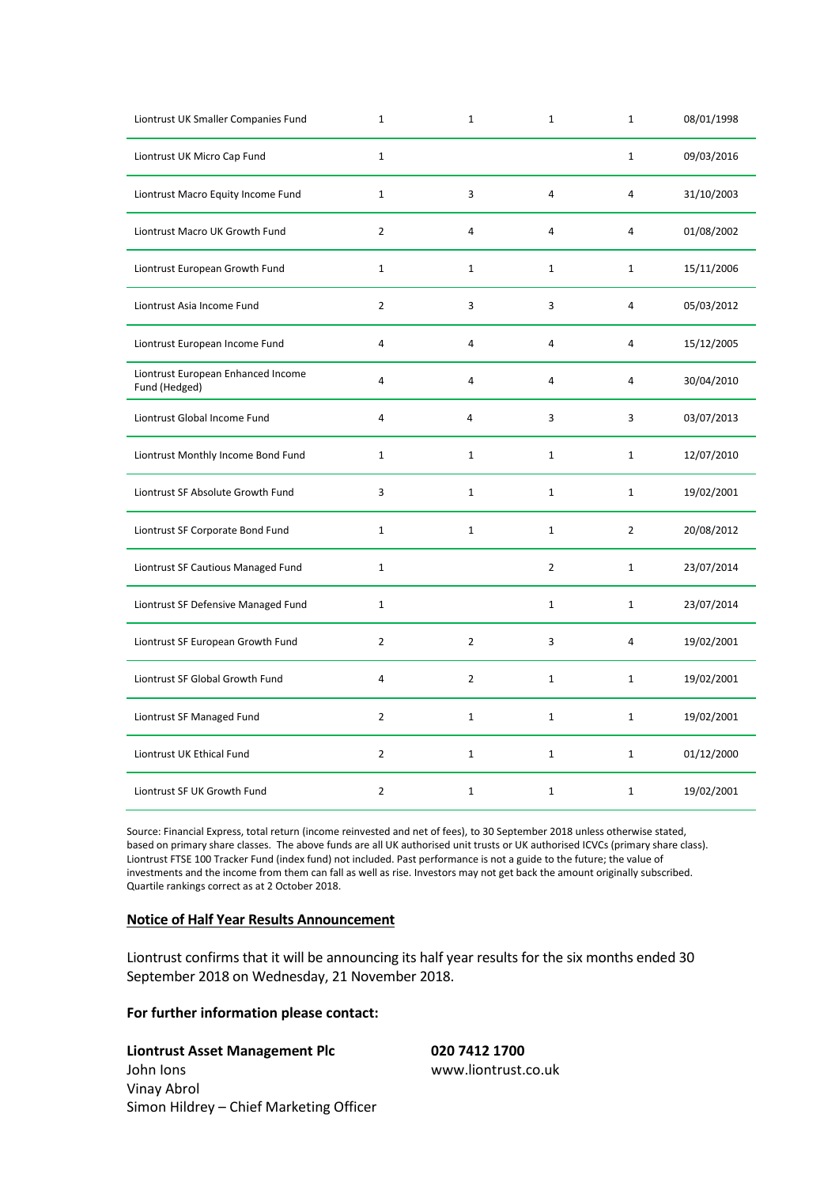| | | | | | |
|---|---|---|---|---|---|
| Liontrust UK Smaller Companies Fund | 1 | 1 | 1 | 1 | 08/01/1998 |
| Liontrust UK Micro Cap Fund | 1 | | | 1 | 09/03/2016 |
| Liontrust Macro Equity Income Fund | 1 | 3 | 4 | 4 | 31/10/2003 |
| Liontrust Macro UK Growth Fund | 2 | 4 | 4 | 4 | 01/08/2002 |
| Liontrust European Growth Fund | 1 | 1 | 1 | 1 | 15/11/2006 |
| Liontrust Asia Income Fund | 2 | 3 | 3 | 4 | 05/03/2012 |
| Liontrust European Income Fund | 4 | 4 | 4 | 4 | 15/12/2005 |
| Liontrust European Enhanced Income Fund (Hedged) | 4 | 4 | 4 | 4 | 30/04/2010 |
| Liontrust Global Income Fund | 4 | 4 | 3 | 3 | 03/07/2013 |
| Liontrust Monthly Income Bond Fund | 1 | 1 | 1 | 1 | 12/07/2010 |
| Liontrust SF Absolute Growth Fund | 3 | 1 | 1 | 1 | 19/02/2001 |
| Liontrust SF Corporate Bond Fund | 1 | 1 | 1 | 2 | 20/08/2012 |
| Liontrust SF Cautious Managed Fund | 1 | | 2 | 1 | 23/07/2014 |
| Liontrust SF Defensive Managed Fund | 1 | | 1 | 1 | 23/07/2014 |
| Liontrust SF European Growth Fund | 2 | 2 | 3 | 4 | 19/02/2001 |
| Liontrust SF Global Growth Fund | 4 | 2 | 1 | 1 | 19/02/2001 |
| Liontrust SF Managed Fund | 2 | 1 | 1 | 1 | 19/02/2001 |
| Liontrust UK Ethical Fund | 2 | 1 | 1 | 1 | 01/12/2000 |
| Liontrust SF UK Growth Fund | 2 | 1 | 1 | 1 | 19/02/2001 |

Source: Financial Express, total return (income reinvested and net of fees), to 30 September 2018 unless otherwise stated, based on primary share classes. The above funds are all UK authorised unit trusts or UK authorised ICVCs (primary share class). Liontrust FTSE 100 Tracker Fund (index fund) not included. Past performance is not a guide to the future; the value of investments and the income from them can fall as well as rise. Investors may not get back the amount originally subscribed. Quartile rankings correct as at 2 October 2018.

**Notice of Half Year Results Announcement**

Liontrust confirms that it will be announcing its half year results for the six months ended 30 September 2018 on Wednesday, 21 November 2018.

**For further information please contact:**

**Liontrust Asset Management Plc** — **020 7412 1700**
John Ions — www.liontrust.co.uk
Vinay Abrol
Simon Hildrey – Chief Marketing Officer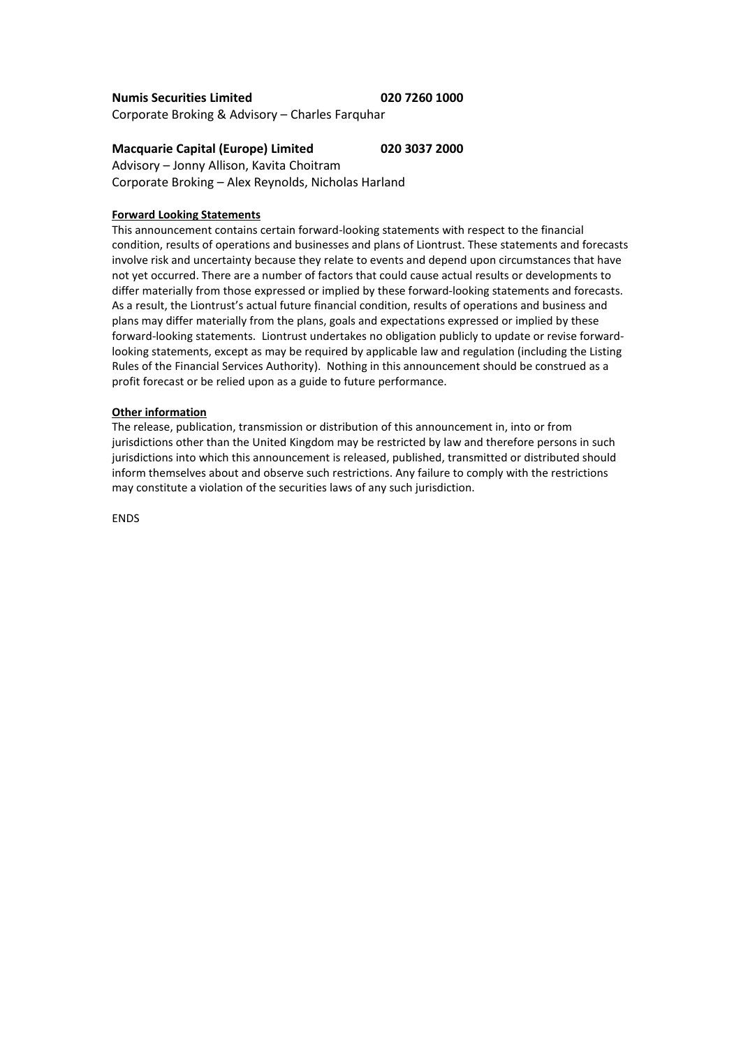**Numis Securities Limited** **020 7260 1000**
Corporate Broking & Advisory – Charles Farquhar

**Macquarie Capital (Europe) Limited** **020 3037 2000**
Advisory – Jonny Allison, Kavita Choitram
Corporate Broking – Alex Reynolds, Nicholas Harland

**Forward Looking Statements**

This announcement contains certain forward-looking statements with respect to the financial condition, results of operations and businesses and plans of Liontrust. These statements and forecasts involve risk and uncertainty because they relate to events and depend upon circumstances that have not yet occurred. There are a number of factors that could cause actual results or developments to differ materially from those expressed or implied by these forward-looking statements and forecasts. As a result, the Liontrust's actual future financial condition, results of operations and business and plans may differ materially from the plans, goals and expectations expressed or implied by these forward-looking statements. Liontrust undertakes no obligation publicly to update or revise forward-looking statements, except as may be required by applicable law and regulation (including the Listing Rules of the Financial Services Authority). Nothing in this announcement should be construed as a profit forecast or be relied upon as a guide to future performance.

**Other information**

The release, publication, transmission or distribution of this announcement in, into or from jurisdictions other than the United Kingdom may be restricted by law and therefore persons in such jurisdictions into which this announcement is released, published, transmitted or distributed should inform themselves about and observe such restrictions. Any failure to comply with the restrictions may constitute a violation of the securities laws of any such jurisdiction.

ENDS